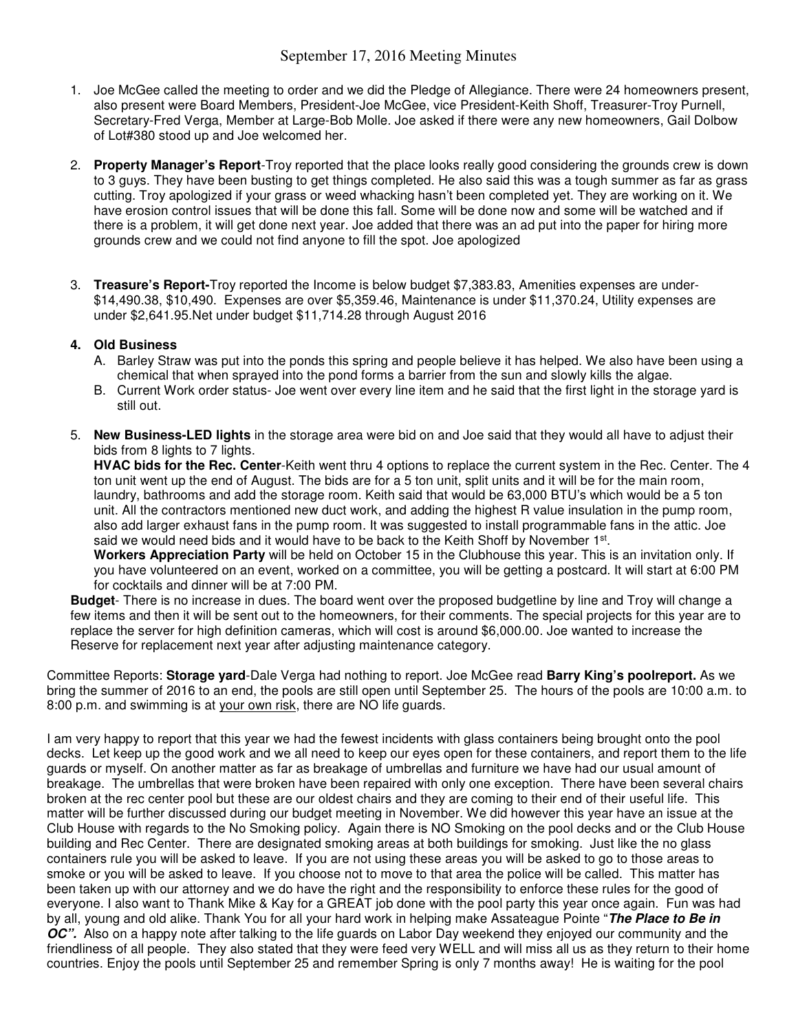# September 17, 2016 Meeting Minutes

1. Joe McGee called the meeting to order and we did the Pledge of Allegiance. There were 24 homeowners present, also present were Board Members, President-Joe McGee, vice President-Keith Shoff, Treasurer-Troy Purnell, Secretary-Fred Verga, Member at Large-Bob Molle. Joe asked if there were any new homeowners, Gail Dolbow of Lot#380 stood up and Joe welcomed her.

2. **Property Manager's Report**-Troy reported that the place looks really good considering the grounds crew is down to 3 guys. They have been busting to get things completed. He also said this was a tough summer as far as grass cutting. Troy apologized if your grass or weed whacking hasn't been completed yet. They are working on it. We have erosion control issues that will be done this fall. Some will be done now and some will be watched and if there is a problem, it will get done next year. Joe added that there was an ad put into the paper for hiring more grounds crew and we could not find anyone to fill the spot. Joe apologized

3. **Treasure's Report-**Troy reported the Income is below budget $7,383.83, Amenities expenses are under-$14,490.38, $10,490. Expenses are over $5,359.46, Maintenance is under $11,370.24, Utility expenses are under $2,641.95.Net under budget $11,714.28 through August 2016

4. **Old Business**
   A. Barley Straw was put into the ponds this spring and people believe it has helped. We also have been using a chemical that when sprayed into the pond forms a barrier from the sun and slowly kills the algae.
   B. Current Work order status- Joe went over every line item and he said that the first light in the storage yard is still out.

5. **New Business-LED lights** in the storage area were bid on and Joe said that they would all have to adjust their bids from 8 lights to 7 lights.
   **HVAC bids for the Rec. Center**-Keith went thru 4 options to replace the current system in the Rec. Center. The 4 ton unit went up the end of August. The bids are for a 5 ton unit, split units and it will be for the main room, laundry, bathrooms and add the storage room. Keith said that would be 63,000 BTU's which would be a 5 ton unit. All the contractors mentioned new duct work, and adding the highest R value insulation in the pump room, also add larger exhaust fans in the pump room. It was suggested to install programmable fans in the attic. Joe said we would need bids and it would have to be back to the Keith Shoff by November 1st.
   **Workers Appreciation Party** will be held on October 15 in the Clubhouse this year. This is an invitation only. If you have volunteered on an event, worked on a committee, you will be getting a postcard. It will start at 6:00 PM for cocktails and dinner will be at 7:00 PM.

**Budget**- There is no increase in dues. The board went over the proposed budgetline by line and Troy will change a few items and then it will be sent out to the homeowners, for their comments. The special projects for this year are to replace the server for high definition cameras, which will cost is around $6,000.00. Joe wanted to increase the Reserve for replacement next year after adjusting maintenance category.

Committee Reports: **Storage yard**-Dale Verga had nothing to report. Joe McGee read **Barry King's poolreport.** As we bring the summer of 2016 to an end, the pools are still open until September 25. The hours of the pools are 10:00 a.m. to 8:00 p.m. and swimming is at your own risk, there are NO life guards.

I am very happy to report that this year we had the fewest incidents with glass containers being brought onto the pool decks. Let keep up the good work and we all need to keep our eyes open for these containers, and report them to the life guards or myself. On another matter as far as breakage of umbrellas and furniture we have had our usual amount of breakage. The umbrellas that were broken have been repaired with only one exception. There have been several chairs broken at the rec center pool but these are our oldest chairs and they are coming to their end of their useful life. This matter will be further discussed during our budget meeting in November. We did however this year have an issue at the Club House with regards to the No Smoking policy. Again there is NO Smoking on the pool decks and or the Club House building and Rec Center. There are designated smoking areas at both buildings for smoking. Just like the no glass containers rule you will be asked to leave. If you are not using these areas you will be asked to go to those areas to smoke or you will be asked to leave. If you choose not to move to that area the police will be called. This matter has been taken up with our attorney and we do have the right and the responsibility to enforce these rules for the good of everyone. I also want to Thank Mike & Kay for a GREAT job done with the pool party this year once again. Fun was had by all, young and old alike. Thank You for all your hard work in helping make Assateague Pointe "***The Place to Be in OC".*** Also on a happy note after talking to the life guards on Labor Day weekend they enjoyed our community and the friendliness of all people. They also stated that they were feed very WELL and will miss all us as they return to their home countries. Enjoy the pools until September 25 and remember Spring is only 7 months away! He is waiting for the pool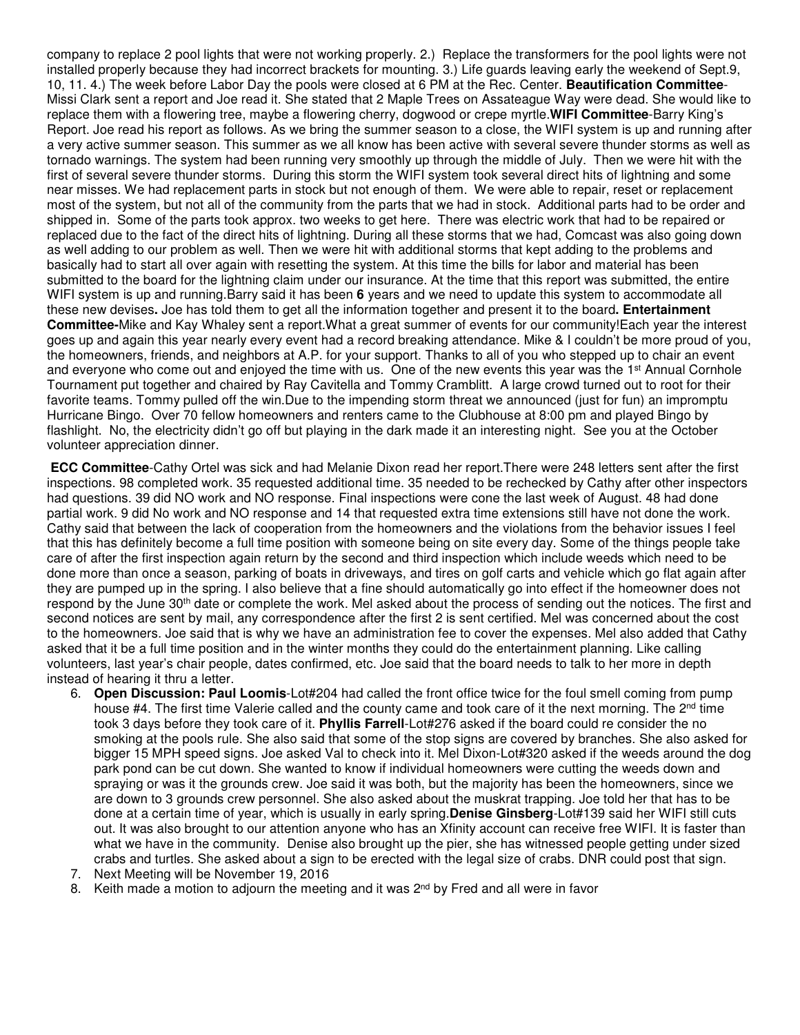company to replace 2 pool lights that were not working properly. 2.) Replace the transformers for the pool lights were not installed properly because they had incorrect brackets for mounting. 3.) Life guards leaving early the weekend of Sept.9, 10, 11. 4.) The week before Labor Day the pools were closed at 6 PM at the Rec. Center. **Beautification Committee**-Missi Clark sent a report and Joe read it. She stated that 2 Maple Trees on Assateague Way were dead. She would like to replace them with a flowering tree, maybe a flowering cherry, dogwood or crepe myrtle.**WIFI Committee**-Barry King's Report. Joe read his report as follows. As we bring the summer season to a close, the WIFI system is up and running after a very active summer season. This summer as we all know has been active with several severe thunder storms as well as tornado warnings. The system had been running very smoothly up through the middle of July. Then we were hit with the first of several severe thunder storms. During this storm the WIFI system took several direct hits of lightning and some near misses. We had replacement parts in stock but not enough of them. We were able to repair, reset or replacement most of the system, but not all of the community from the parts that we had in stock. Additional parts had to be order and shipped in. Some of the parts took approx. two weeks to get here. There was electric work that had to be repaired or replaced due to the fact of the direct hits of lightning. During all these storms that we had, Comcast was also going down as well adding to our problem as well. Then we were hit with additional storms that kept adding to the problems and basically had to start all over again with resetting the system. At this time the bills for labor and material has been submitted to the board for the lightning claim under our insurance. At the time that this report was submitted, the entire WIFI system is up and running.Barry said it has been **6** years and we need to update this system to accommodate all these new devises**.** Joe has told them to get all the information together and present it to the board**. Entertainment Committee-**Mike and Kay Whaley sent a report.What a great summer of events for our community!Each year the interest goes up and again this year nearly every event had a record breaking attendance. Mike & I couldn't be more proud of you, the homeowners, friends, and neighbors at A.P. for your support. Thanks to all of you who stepped up to chair an event and everyone who come out and enjoyed the time with us. One of the new events this year was the 1st Annual Cornhole Tournament put together and chaired by Ray Cavitella and Tommy Cramblitt. A large crowd turned out to root for their favorite teams. Tommy pulled off the win.Due to the impending storm threat we announced (just for fun) an impromptu Hurricane Bingo. Over 70 fellow homeowners and renters came to the Clubhouse at 8:00 pm and played Bingo by flashlight. No, the electricity didn't go off but playing in the dark made it an interesting night. See you at the October volunteer appreciation dinner.

**ECC Committee**-Cathy Ortel was sick and had Melanie Dixon read her report.There were 248 letters sent after the first inspections. 98 completed work. 35 requested additional time. 35 needed to be rechecked by Cathy after other inspectors had questions. 39 did NO work and NO response. Final inspections were cone the last week of August. 48 had done partial work. 9 did No work and NO response and 14 that requested extra time extensions still have not done the work. Cathy said that between the lack of cooperation from the homeowners and the violations from the behavior issues I feel that this has definitely become a full time position with someone being on site every day. Some of the things people take care of after the first inspection again return by the second and third inspection which include weeds which need to be done more than once a season, parking of boats in driveways, and tires on golf carts and vehicle which go flat again after they are pumped up in the spring. I also believe that a fine should automatically go into effect if the homeowner does not respond by the June 30th date or complete the work. Mel asked about the process of sending out the notices. The first and second notices are sent by mail, any correspondence after the first 2 is sent certified. Mel was concerned about the cost to the homeowners. Joe said that is why we have an administration fee to cover the expenses. Mel also added that Cathy asked that it be a full time position and in the winter months they could do the entertainment planning. Like calling volunteers, last year's chair people, dates confirmed, etc. Joe said that the board needs to talk to her more in depth instead of hearing it thru a letter.

6. **Open Discussion: Paul Loomis**-Lot#204 had called the front office twice for the foul smell coming from pump house #4. The first time Valerie called and the county came and took care of it the next morning. The 2nd time took 3 days before they took care of it. **Phyllis Farrell**-Lot#276 asked if the board could re consider the no smoking at the pools rule. She also said that some of the stop signs are covered by branches. She also asked for bigger 15 MPH speed signs. Joe asked Val to check into it. Mel Dixon-Lot#320 asked if the weeds around the dog park pond can be cut down. She wanted to know if individual homeowners were cutting the weeds down and spraying or was it the grounds crew. Joe said it was both, but the majority has been the homeowners, since we are down to 3 grounds crew personnel. She also asked about the muskrat trapping. Joe told her that has to be done at a certain time of year, which is usually in early spring.**Denise Ginsberg**-Lot#139 said her WIFI still cuts out. It was also brought to our attention anyone who has an Xfinity account can receive free WIFI. It is faster than what we have in the community. Denise also brought up the pier, she has witnessed people getting under sized crabs and turtles. She asked about a sign to be erected with the legal size of crabs. DNR could post that sign.
7. Next Meeting will be November 19, 2016
8. Keith made a motion to adjourn the meeting and it was 2nd by Fred and all were in favor